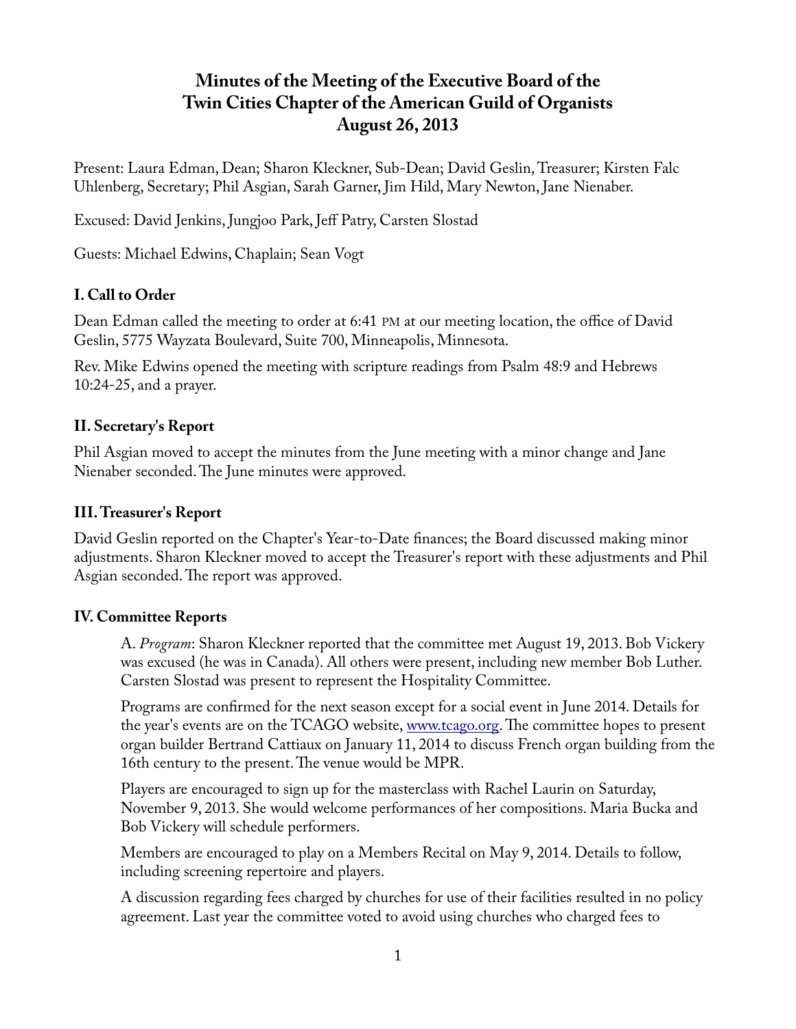# Minutes of the Meeting of the Executive Board of the Twin Cities Chapter of the American Guild of Organists August 26, 2013

Present: Laura Edman, Dean; Sharon Kleckner, Sub-Dean; David Geslin, Treasurer; Kirsten Falc Uhlenberg, Secretary; Phil Asgian, Sarah Garner, Jim Hild, Mary Newton, Jane Nienaber.

Excused: David Jenkins, Jungjoo Park, Jeff Patry, Carsten Slostad

Guests: Michael Edwins, Chaplain; Sean Vogt

## I. Call to Order

Dean Edman called the meeting to order at 6:41 PM at our meeting location, the office of David Geslin, 5775 Wayzata Boulevard, Suite 700, Minneapolis, Minnesota.

Rev. Mike Edwins opened the meeting with scripture readings from Psalm 48:9 and Hebrews 10:24-25, and a prayer.

## II. Secretary's Report

Phil Asgian moved to accept the minutes from the June meeting with a minor change and Jane Nienaber seconded. The June minutes were approved.

## III. Treasurer's Report

David Geslin reported on the Chapter's Year-to-Date finances; the Board discussed making minor adjustments. Sharon Kleckner moved to accept the Treasurer's report with these adjustments and Phil Asgian seconded. The report was approved.

## IV. Committee Reports

A. *Program*: Sharon Kleckner reported that the committee met August 19, 2013. Bob Vickery was excused (he was in Canada). All others were present, including new member Bob Luther. Carsten Slostad was present to represent the Hospitality Committee.

Programs are confirmed for the next season except for a social event in June 2014. Details for the year's events are on the TCAGO website, [www.tcago.org](http://www.tcago.org). The committee hopes to present organ builder Bertrand Cattiaux on January 11, 2014 to discuss French organ building from the 16th century to the present. The venue would be MPR.

Players are encouraged to sign up for the masterclass with Rachel Laurin on Saturday, November 9, 2013. She would welcome performances of her compositions. Maria Bucka and Bob Vickery will schedule performers.

Members are encouraged to play on a Members Recital on May 9, 2014. Details to follow, including screening repertoire and players.

A discussion regarding fees charged by churches for use of their facilities resulted in no policy agreement. Last year the committee voted to avoid using churches who charged fees to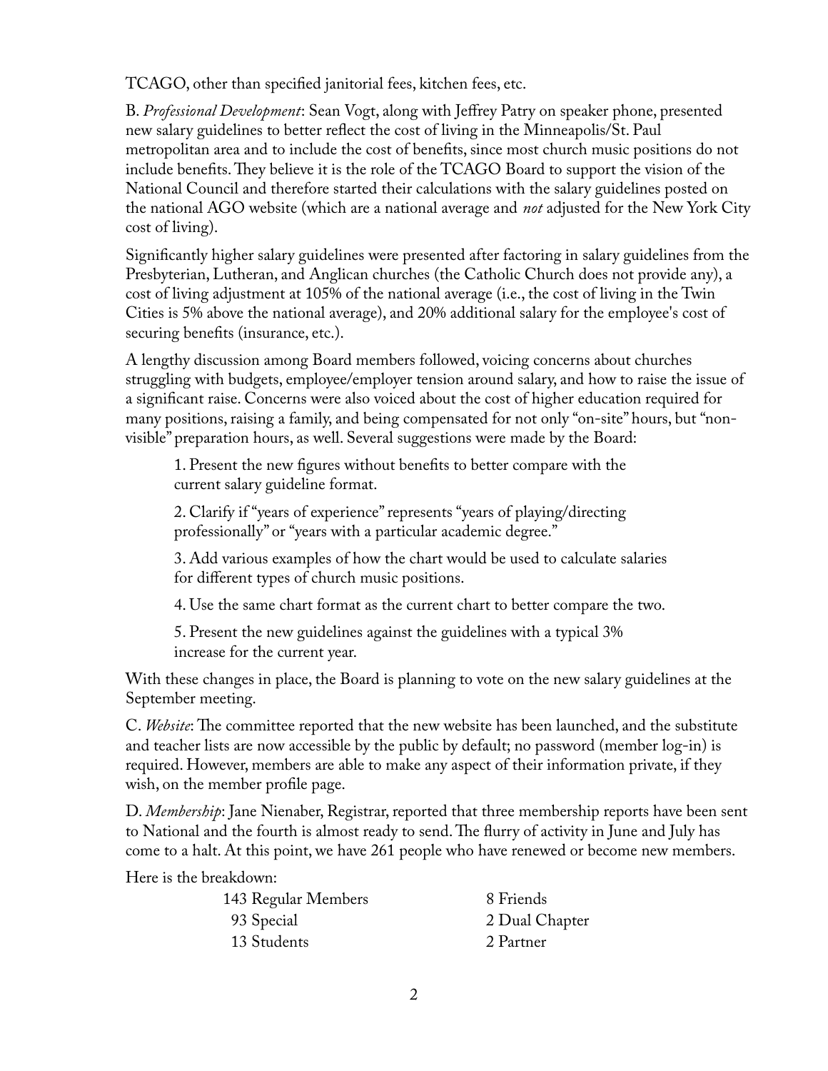TCAGO, other than specified janitorial fees, kitchen fees, etc.

B. *Professional Development*: Sean Vogt, along with Jeffrey Patry on speaker phone, presented new salary guidelines to better reflect the cost of living in the Minneapolis/St. Paul metropolitan area and to include the cost of benefits, since most church music positions do not include benefits. They believe it is the role of the TCAGO Board to support the vision of the National Council and therefore started their calculations with the salary guidelines posted on the national AGO website (which are a national average and *not* adjusted for the New York City cost of living).

Significantly higher salary guidelines were presented after factoring in salary guidelines from the Presbyterian, Lutheran, and Anglican churches (the Catholic Church does not provide any), a cost of living adjustment at 105% of the national average (i.e., the cost of living in the Twin Cities is 5% above the national average), and 20% additional salary for the employee's cost of securing benefits (insurance, etc.).

A lengthy discussion among Board members followed, voicing concerns about churches struggling with budgets, employee/employer tension around salary, and how to raise the issue of a significant raise. Concerns were also voiced about the cost of higher education required for many positions, raising a family, and being compensated for not only "on-site" hours, but "non-visible" preparation hours, as well. Several suggestions were made by the Board:

1. Present the new figures without benefits to better compare with the current salary guideline format.

2. Clarify if "years of experience" represents "years of playing/directing professionally" or "years with a particular academic degree."

3. Add various examples of how the chart would be used to calculate salaries for different types of church music positions.

4. Use the same chart format as the current chart to better compare the two.

5. Present the new guidelines against the guidelines with a typical 3% increase for the current year.

With these changes in place, the Board is planning to vote on the new salary guidelines at the September meeting.

C. *Website*: The committee reported that the new website has been launched, and the substitute and teacher lists are now accessible by the public by default; no password (member log-in) is required. However, members are able to make any aspect of their information private, if they wish, on the member profile page.

D. *Membership*: Jane Nienaber, Registrar, reported that three membership reports have been sent to National and the fourth is almost ready to send. The flurry of activity in June and July has come to a halt. At this point, we have 261 people who have renewed or become new members.

Here is the breakdown:

143 Regular Members
93 Special
13 Students
8 Friends
2 Dual Chapter
2 Partner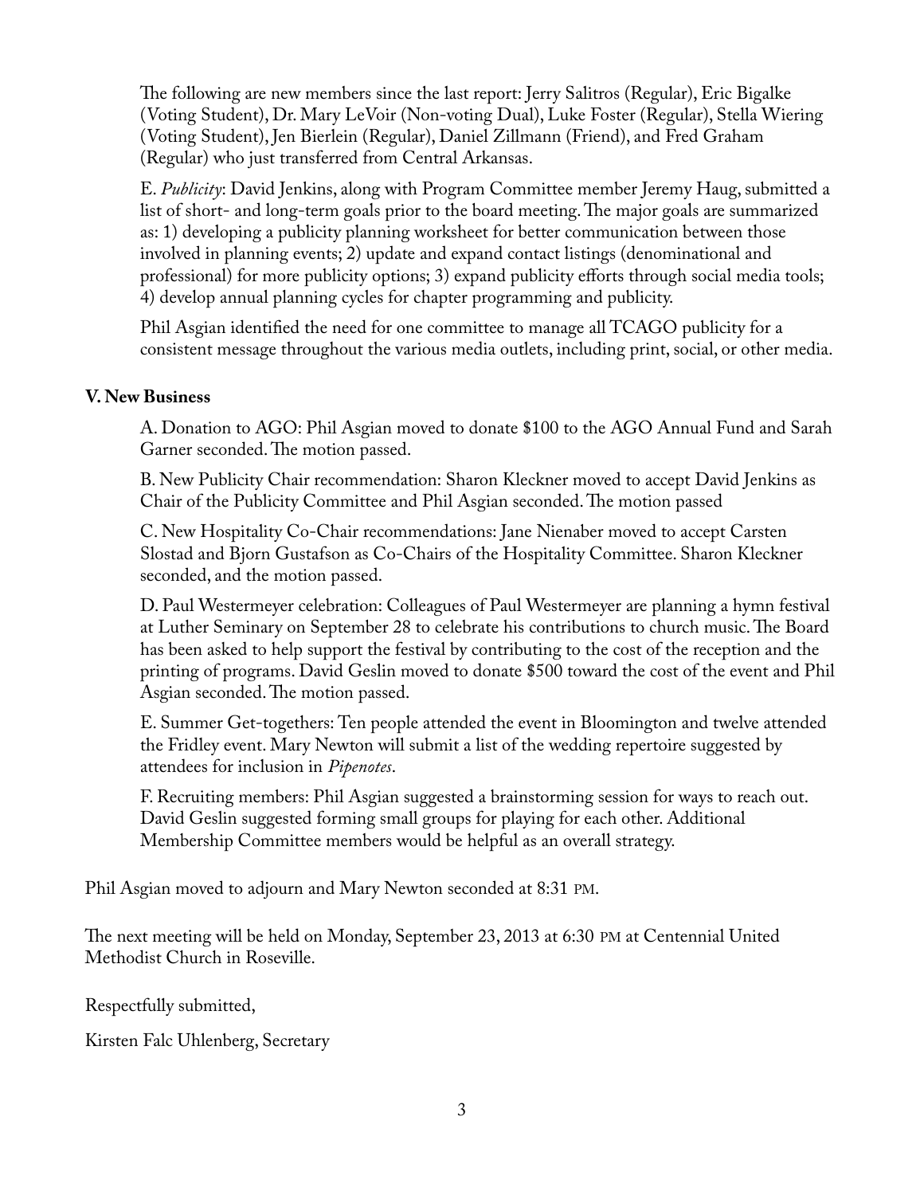The following are new members since the last report: Jerry Salitros (Regular), Eric Bigalke (Voting Student), Dr. Mary LeVoir (Non-voting Dual), Luke Foster (Regular), Stella Wiering (Voting Student), Jen Bierlein (Regular), Daniel Zillmann (Friend), and Fred Graham (Regular) who just transferred from Central Arkansas.

E. *Publicity*: David Jenkins, along with Program Committee member Jeremy Haug, submitted a list of short- and long-term goals prior to the board meeting. The major goals are summarized as: 1) developing a publicity planning worksheet for better communication between those involved in planning events; 2) update and expand contact listings (denominational and professional) for more publicity options; 3) expand publicity efforts through social media tools; 4) develop annual planning cycles for chapter programming and publicity.

Phil Asgian identified the need for one committee to manage all TCAGO publicity for a consistent message throughout the various media outlets, including print, social, or other media.

**V. New Business**

A. Donation to AGO: Phil Asgian moved to donate $100 to the AGO Annual Fund and Sarah Garner seconded. The motion passed.

B. New Publicity Chair recommendation: Sharon Kleckner moved to accept David Jenkins as Chair of the Publicity Committee and Phil Asgian seconded. The motion passed

C. New Hospitality Co-Chair recommendations: Jane Nienaber moved to accept Carsten Slostad and Bjorn Gustafson as Co-Chairs of the Hospitality Committee. Sharon Kleckner seconded, and the motion passed.

D. Paul Westermeyer celebration: Colleagues of Paul Westermeyer are planning a hymn festival at Luther Seminary on September 28 to celebrate his contributions to church music. The Board has been asked to help support the festival by contributing to the cost of the reception and the printing of programs. David Geslin moved to donate $500 toward the cost of the event and Phil Asgian seconded. The motion passed.

E. Summer Get-togethers: Ten people attended the event in Bloomington and twelve attended the Fridley event. Mary Newton will submit a list of the wedding repertoire suggested by attendees for inclusion in *Pipenotes*.

F. Recruiting members: Phil Asgian suggested a brainstorming session for ways to reach out. David Geslin suggested forming small groups for playing for each other. Additional Membership Committee members would be helpful as an overall strategy.

Phil Asgian moved to adjourn and Mary Newton seconded at 8:31 PM.

The next meeting will be held on Monday, September 23, 2013 at 6:30 PM at Centennial United Methodist Church in Roseville.

Respectfully submitted,

Kirsten Falc Uhlenberg, Secretary